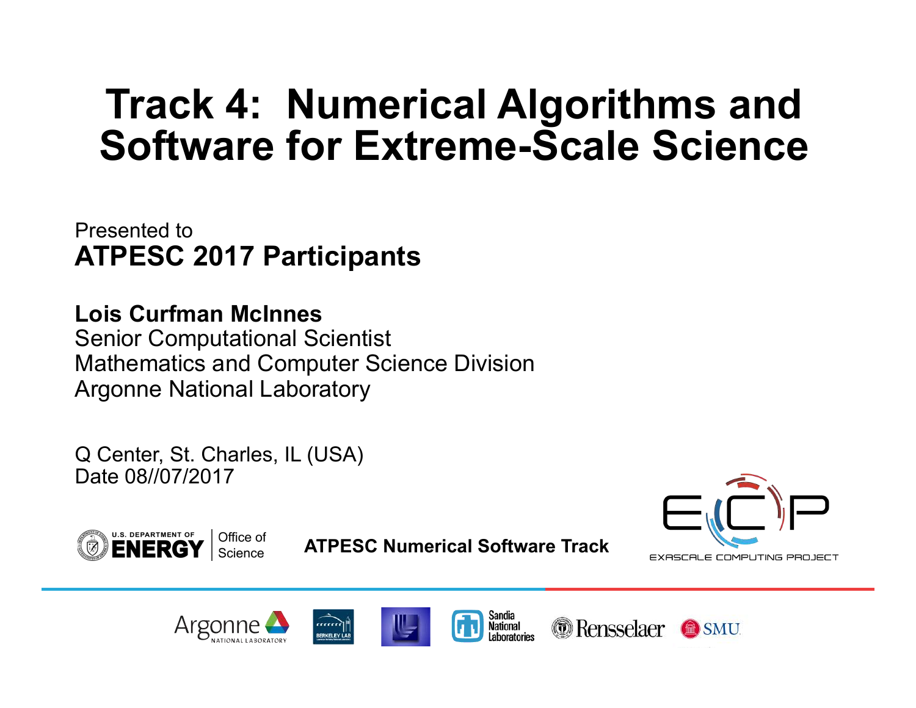# Track 4: Numerical Algorithms and Software for Extreme-Scale Science

Presented to
**ATPESC 2017 Participants**

**Lois Curfman McInnes**
Senior Computational Scientist
Mathematics and Computer Science Division
Argonne National Laboratory

Q Center, St. Charles, IL (USA)
Date 08//07/2017

U.S. DEPARTMENT OF ENERGY | Office of Science

**ATPESC Numerical Software Track**

ECP EXASCALE COMPUTING PROJECT

Argonne NATIONAL LABORATORY · BERKELEY LAB · Sandia National Laboratories · Rensselaer · SMU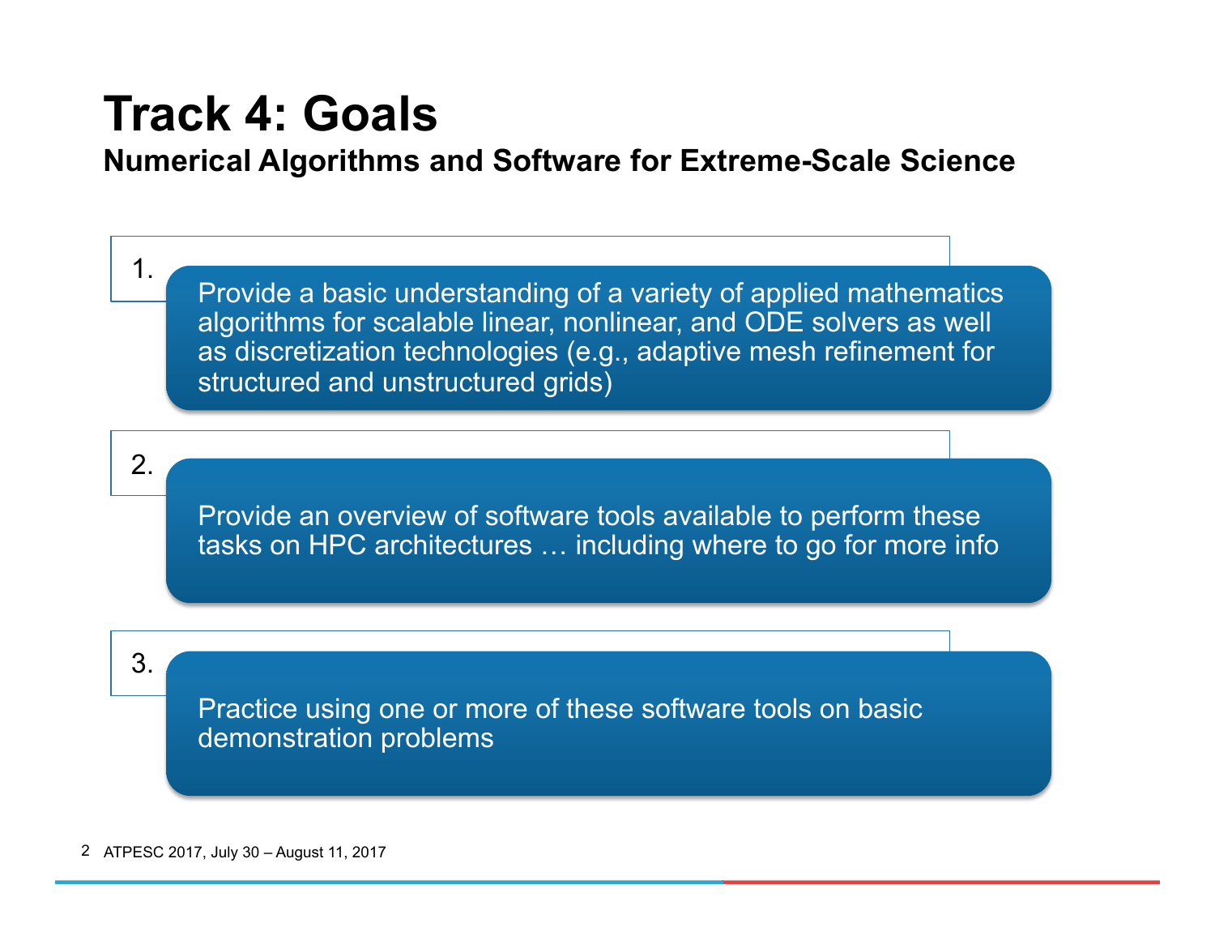# Track 4: Goals

### Numerical Algorithms and Software for Extreme-Scale Science

1. Provide a basic understanding of a variety of applied mathematics algorithms for scalable linear, nonlinear, and ODE solvers as well as discretization technologies (e.g., adaptive mesh refinement for structured and unstructured grids)

2. Provide an overview of software tools available to perform these tasks on HPC architectures … including where to go for more info

3. Practice using one or more of these software tools on basic demonstration problems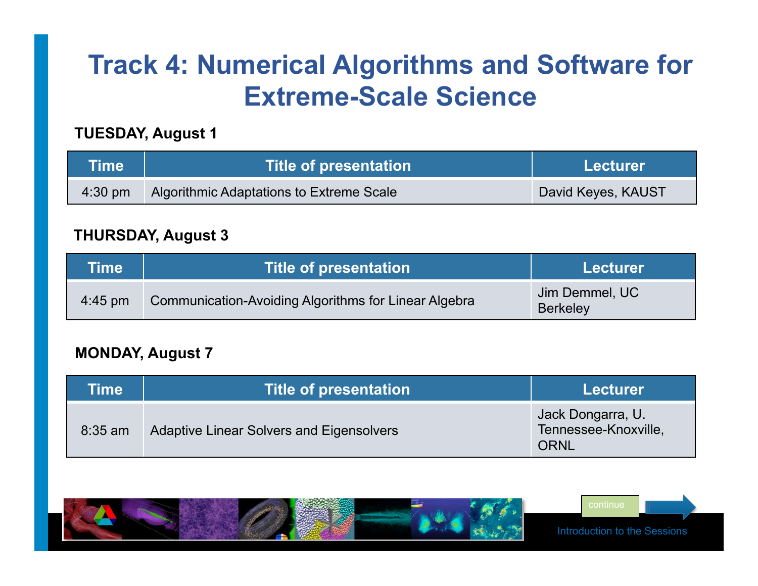# Track 4: Numerical Algorithms and Software for Extreme-Scale Science

**TUESDAY, August 1**

| Time | Title of presentation | Lecturer |
|---|---|---|
| 4:30 pm | Algorithmic Adaptations to Extreme Scale | David Keyes, KAUST |

**THURSDAY, August 3**

| Time | Title of presentation | Lecturer |
|---|---|---|
| 4:45 pm | Communication-Avoiding Algorithms for Linear Algebra | Jim Demmel, UC Berkeley |

**MONDAY, August 7**

| Time | Title of presentation | Lecturer |
|---|---|---|
| 8:35 am | Adaptive Linear Solvers and Eigensolvers | Jack Dongarra, U. Tennessee-Knoxville, ORNL |

continue

Introduction to the Sessions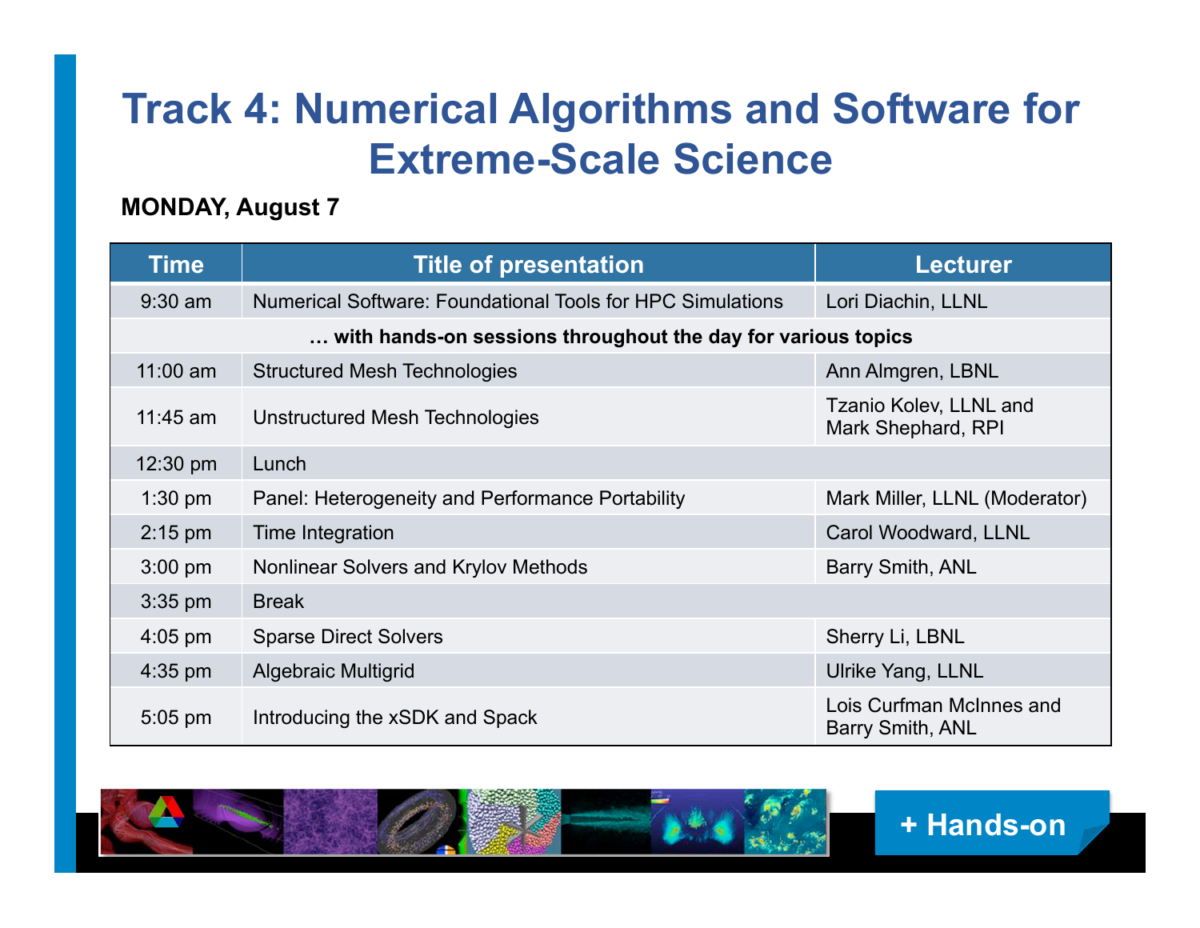# Track 4: Numerical Algorithms and Software for Extreme-Scale Science

**MONDAY, August 7**

| Time | Title of presentation | Lecturer |
|---|---|---|
| 9:30 am | Numerical Software: Foundational Tools for HPC Simulations | Lori Diachin, LLNL |
| | **… with hands-on sessions throughout the day for various topics** | |
| 11:00 am | Structured Mesh Technologies | Ann Almgren, LBNL |
| 11:45 am | Unstructured Mesh Technologies | Tzanio Kolev, LLNL and Mark Shephard, RPI |
| 12:30 pm | Lunch | |
| 1:30 pm | Panel: Heterogeneity and Performance Portability | Mark Miller, LLNL (Moderator) |
| 2:15 pm | Time Integration | Carol Woodward, LLNL |
| 3:00 pm | Nonlinear Solvers and Krylov Methods | Barry Smith, ANL |
| 3:35 pm | Break | |
| 4:05 pm | Sparse Direct Solvers | Sherry Li, LBNL |
| 4:35 pm | Algebraic Multigrid | Ulrike Yang, LLNL |
| 5:05 pm | Introducing the xSDK and Spack | Lois Curfman McInnes and Barry Smith, ANL |

**+ Hands-on**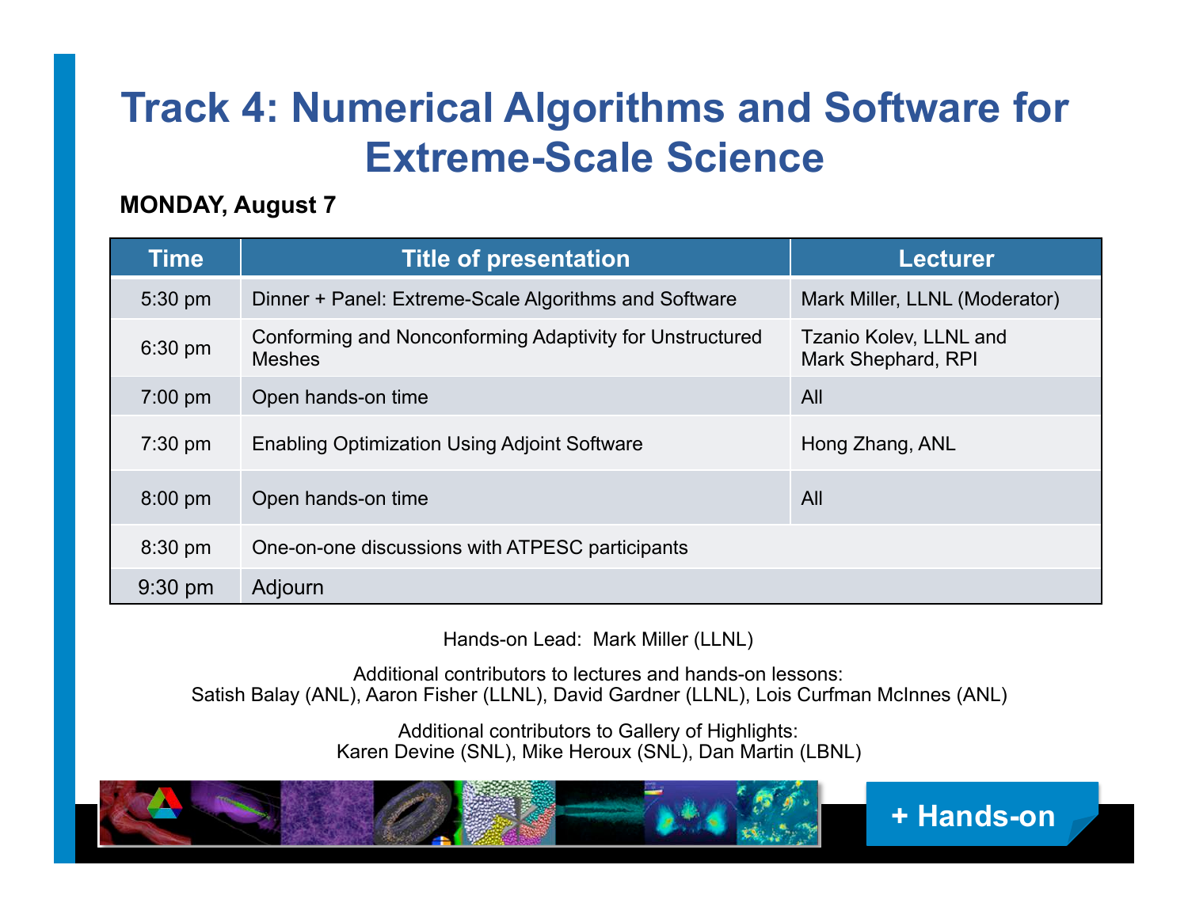# Track 4: Numerical Algorithms and Software for Extreme-Scale Science

**MONDAY, August 7**

| Time | Title of presentation | Lecturer |
|---|---|---|
| 5:30 pm | Dinner + Panel: Extreme-Scale Algorithms and Software | Mark Miller, LLNL (Moderator) |
| 6:30 pm | Conforming and Nonconforming Adaptivity for Unstructured Meshes | Tzanio Kolev, LLNL and Mark Shephard, RPI |
| 7:00 pm | Open hands-on time | All |
| 7:30 pm | Enabling Optimization Using Adjoint Software | Hong Zhang, ANL |
| 8:00 pm | Open hands-on time | All |
| 8:30 pm | One-on-one discussions with ATPESC participants | |
| 9:30 pm | Adjourn | |

Hands-on Lead: Mark Miller (LLNL)

Additional contributors to lectures and hands-on lessons:
Satish Balay (ANL), Aaron Fisher (LLNL), David Gardner (LLNL), Lois Curfman McInnes (ANL)

Additional contributors to Gallery of Highlights:
Karen Devine (SNL), Mike Heroux (SNL), Dan Martin (LBNL)

**+ Hands-on**